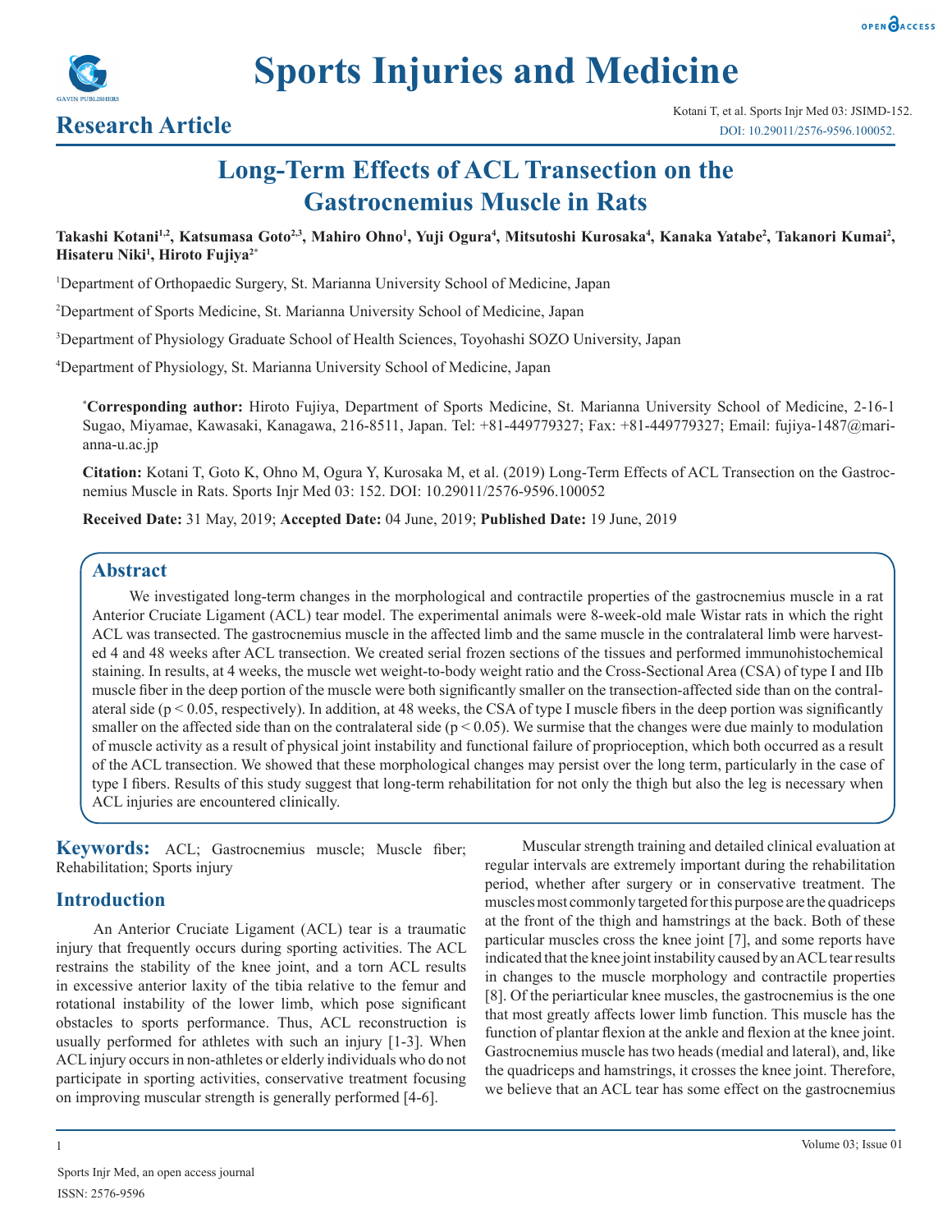**Research Article**

# Long-Term Effects of ACL Transection on the Gastrocnemius Muscle in Rats

**Takashi Kotani[1,2], Katsumasa Goto[2,3], Mahiro Ohno[1], Yuji Ogura[4], Mitsutoshi Kurosaka[4], Kanaka Yatabe[2], Takanori Kumai[2], Hisateru Niki[1], Hiroto Fujiya[2*]**

[1]Department of Orthopaedic Surgery, St. Marianna University School of Medicine, Japan

[2]Department of Sports Medicine, St. Marianna University School of Medicine, Japan

[3]Department of Physiology Graduate School of Health Sciences, Toyohashi SOZO University, Japan

[4]Department of Physiology, St. Marianna University School of Medicine, Japan

[*]**Corresponding author:** Hiroto Fujiya, Department of Sports Medicine, St. Marianna University School of Medicine, 2-16-1 Sugao, Miyamae, Kawasaki, Kanagawa, 216-8511, Japan. Tel: +81-449779327; Fax: +81-449779327; Email: fujiya-1487@marianna-u.ac.jp

**Citation:** Kotani T, Goto K, Ohno M, Ogura Y, Kurosaka M, et al. (2019) Long-Term Effects of ACL Transection on the Gastrocnemius Muscle in Rats. Sports Injr Med 03: 152. DOI: 10.29011/2576-9596.100052

**Received Date:** 31 May, 2019; **Accepted Date:** 04 June, 2019; **Published Date:** 19 June, 2019

## Abstract

We investigated long-term changes in the morphological and contractile properties of the gastrocnemius muscle in a rat Anterior Cruciate Ligament (ACL) tear model. The experimental animals were 8-week-old male Wistar rats in which the right ACL was transected. The gastrocnemius muscle in the affected limb and the same muscle in the contralateral limb were harvested 4 and 48 weeks after ACL transection. We created serial frozen sections of the tissues and performed immunohistochemical staining. In results, at 4 weeks, the muscle wet weight-to-body weight ratio and the Cross-Sectional Area (CSA) of type I and IIb muscle fiber in the deep portion of the muscle were both significantly smaller on the transection-affected side than on the contralateral side ($p < 0.05$, respectively). In addition, at 48 weeks, the CSA of type I muscle fibers in the deep portion was significantly smaller on the affected side than on the contralateral side ($p < 0.05$). We surmise that the changes were due mainly to modulation of muscle activity as a result of physical joint instability and functional failure of proprioception, which both occurred as a result of the ACL transection. We showed that these morphological changes may persist over the long term, particularly in the case of type I fibers. Results of this study suggest that long-term rehabilitation for not only the thigh but also the leg is necessary when ACL injuries are encountered clinically.

**Keywords:** ACL; Gastrocnemius muscle; Muscle fiber; Rehabilitation; Sports injury

## Introduction

An Anterior Cruciate Ligament (ACL) tear is a traumatic injury that frequently occurs during sporting activities. The ACL restrains the stability of the knee joint, and a torn ACL results in excessive anterior laxity of the tibia relative to the femur and rotational instability of the lower limb, which pose significant obstacles to sports performance. Thus, ACL reconstruction is usually performed for athletes with such an injury [1-3]. When ACL injury occurs in non-athletes or elderly individuals who do not participate in sporting activities, conservative treatment focusing on improving muscular strength is generally performed [4-6].

Muscular strength training and detailed clinical evaluation at regular intervals are extremely important during the rehabilitation period, whether after surgery or in conservative treatment. The muscles most commonly targeted for this purpose are the quadriceps at the front of the thigh and hamstrings at the back. Both of these particular muscles cross the knee joint [7], and some reports have indicated that the knee joint instability caused by an ACL tear results in changes to the muscle morphology and contractile properties [8]. Of the periarticular knee muscles, the gastrocnemius is the one that most greatly affects lower limb function. This muscle has the function of plantar flexion at the ankle and flexion at the knee joint. Gastrocnemius muscle has two heads (medial and lateral), and, like the quadriceps and hamstrings, it crosses the knee joint. Therefore, we believe that an ACL tear has some effect on the gastrocnemius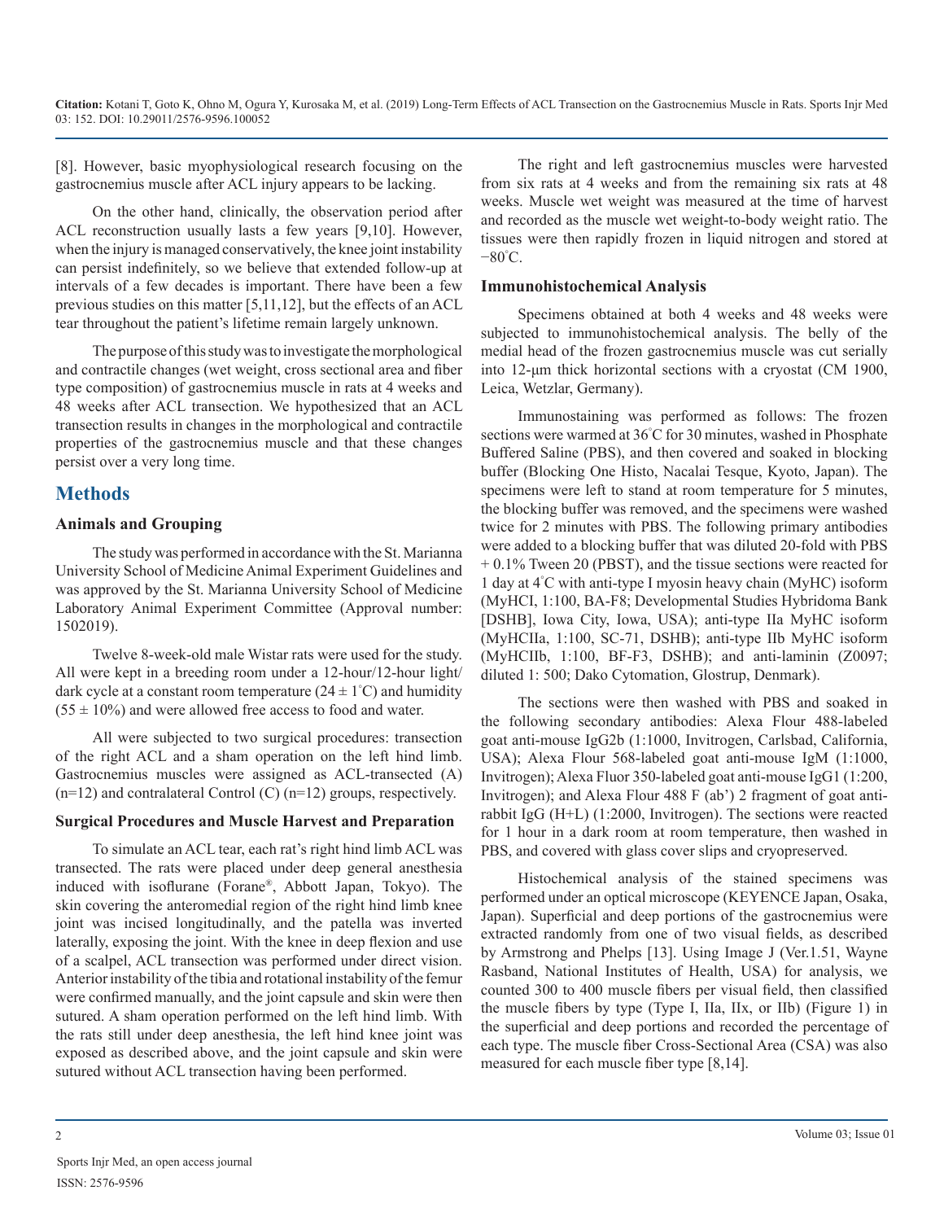[8]. However, basic myophysiological research focusing on the gastrocnemius muscle after ACL injury appears to be lacking.

On the other hand, clinically, the observation period after ACL reconstruction usually lasts a few years [9,10]. However, when the injury is managed conservatively, the knee joint instability can persist indefinitely, so we believe that extended follow-up at intervals of a few decades is important. There have been a few previous studies on this matter [5,11,12], but the effects of an ACL tear throughout the patient's lifetime remain largely unknown.

The purpose of this study was to investigate the morphological and contractile changes (wet weight, cross sectional area and fiber type composition) of gastrocnemius muscle in rats at 4 weeks and 48 weeks after ACL transection. We hypothesized that an ACL transection results in changes in the morphological and contractile properties of the gastrocnemius muscle and that these changes persist over a very long time.

## Methods

### Animals and Grouping

The study was performed in accordance with the St. Marianna University School of Medicine Animal Experiment Guidelines and was approved by the St. Marianna University School of Medicine Laboratory Animal Experiment Committee (Approval number: 1502019).

Twelve 8-week-old male Wistar rats were used for the study. All were kept in a breeding room under a 12-hour/12-hour light/dark cycle at a constant room temperature (24 ± 1°C) and humidity (55 ± 10%) and were allowed free access to food and water.

All were subjected to two surgical procedures: transection of the right ACL and a sham operation on the left hind limb. Gastrocnemius muscles were assigned as ACL-transected (A) (n=12) and contralateral Control (C) (n=12) groups, respectively.

### Surgical Procedures and Muscle Harvest and Preparation

To simulate an ACL tear, each rat's right hind limb ACL was transected. The rats were placed under deep general anesthesia induced with isoflurane (Forane®, Abbott Japan, Tokyo). The skin covering the anteromedial region of the right hind limb knee joint was incised longitudinally, and the patella was inverted laterally, exposing the joint. With the knee in deep flexion and use of a scalpel, ACL transection was performed under direct vision. Anterior instability of the tibia and rotational instability of the femur were confirmed manually, and the joint capsule and skin were then sutured. A sham operation performed on the left hind limb. With the rats still under deep anesthesia, the left hind knee joint was exposed as described above, and the joint capsule and skin were sutured without ACL transection having been performed.

The right and left gastrocnemius muscles were harvested from six rats at 4 weeks and from the remaining six rats at 48 weeks. Muscle wet weight was measured at the time of harvest and recorded as the muscle wet weight-to-body weight ratio. The tissues were then rapidly frozen in liquid nitrogen and stored at −80°C.

### Immunohistochemical Analysis

Specimens obtained at both 4 weeks and 48 weeks were subjected to immunohistochemical analysis. The belly of the medial head of the frozen gastrocnemius muscle was cut serially into 12-μm thick horizontal sections with a cryostat (CM 1900, Leica, Wetzlar, Germany).

Immunostaining was performed as follows: The frozen sections were warmed at 36°C for 30 minutes, washed in Phosphate Buffered Saline (PBS), and then covered and soaked in blocking buffer (Blocking One Histo, Nacalai Tesque, Kyoto, Japan). The specimens were left to stand at room temperature for 5 minutes, the blocking buffer was removed, and the specimens were washed twice for 2 minutes with PBS. The following primary antibodies were added to a blocking buffer that was diluted 20-fold with PBS + 0.1% Tween 20 (PBST), and the tissue sections were reacted for 1 day at 4°C with anti-type I myosin heavy chain (MyHC) isoform (MyHCI, 1:100, BA-F8; Developmental Studies Hybridoma Bank [DSHB], Iowa City, Iowa, USA); anti-type IIa MyHC isoform (MyHCIIa, 1:100, SC-71, DSHB); anti-type IIb MyHC isoform (MyHCIIb, 1:100, BF-F3, DSHB); and anti-laminin (Z0097; diluted 1: 500; Dako Cytomation, Glostrup, Denmark).

The sections were then washed with PBS and soaked in the following secondary antibodies: Alexa Flour 488-labeled goat anti-mouse IgG2b (1:1000, Invitrogen, Carlsbad, California, USA); Alexa Flour 568-labeled goat anti-mouse IgM (1:1000, Invitrogen); Alexa Fluor 350-labeled goat anti-mouse IgG1 (1:200, Invitrogen); and Alexa Flour 488 F (ab') 2 fragment of goat anti-rabbit IgG (H+L) (1:2000, Invitrogen). The sections were reacted for 1 hour in a dark room at room temperature, then washed in PBS, and covered with glass cover slips and cryopreserved.

Histochemical analysis of the stained specimens was performed under an optical microscope (KEYENCE Japan, Osaka, Japan). Superficial and deep portions of the gastrocnemius were extracted randomly from one of two visual fields, as described by Armstrong and Phelps [13]. Using Image J (Ver.1.51, Wayne Rasband, National Institutes of Health, USA) for analysis, we counted 300 to 400 muscle fibers per visual field, then classified the muscle fibers by type (Type I, IIa, IIx, or IIb) (Figure 1) in the superficial and deep portions and recorded the percentage of each type. The muscle fiber Cross-Sectional Area (CSA) was also measured for each muscle fiber type [8,14].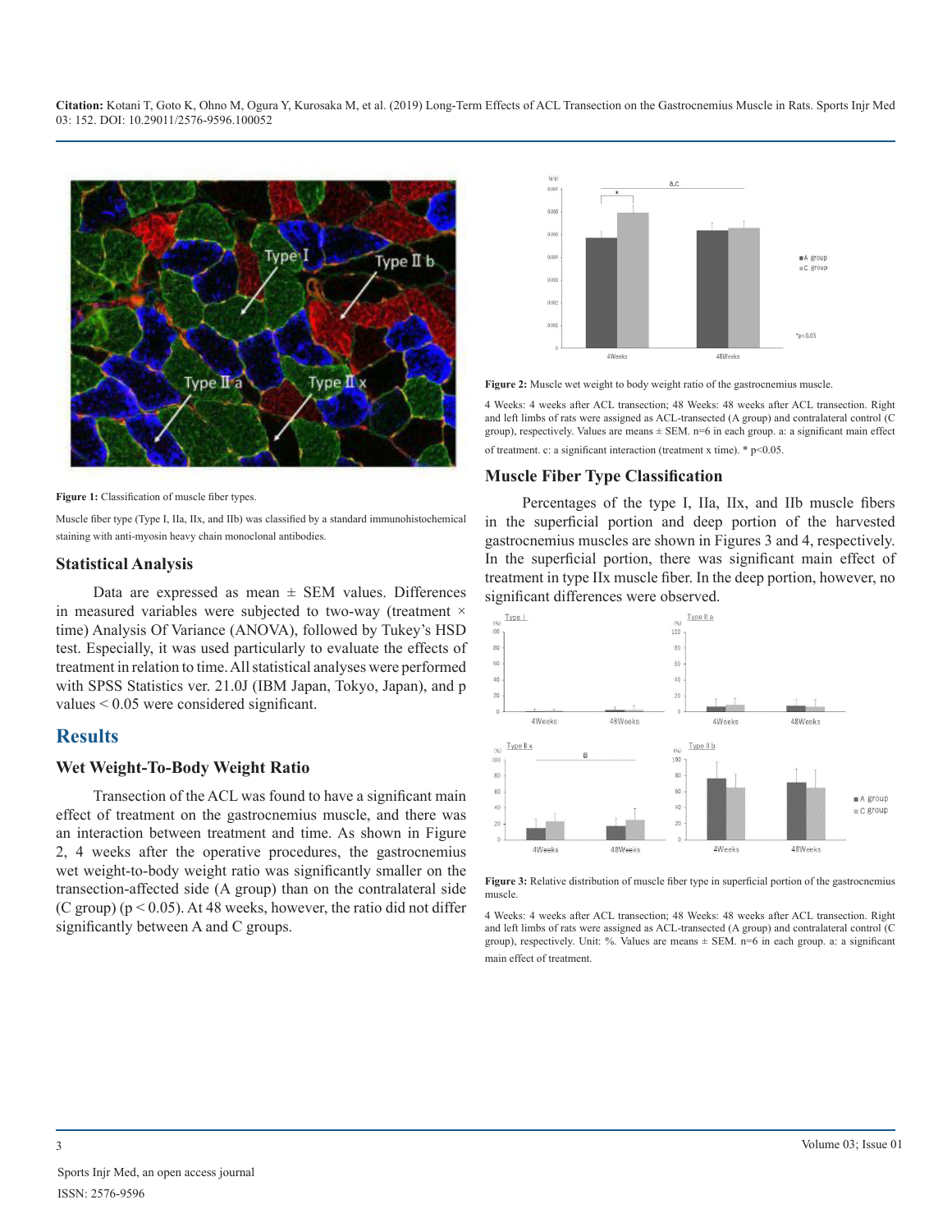Figure 1: Classification of muscle fiber types.

Muscle fiber type (Type I, IIa, IIx, and IIb) was classified by a standard immunohistochemical staining with anti-myosin heavy chain monoclonal antibodies.

### Statistical Analysis

Data are expressed as mean ± SEM values. Differences in measured variables were subjected to two-way (treatment × time) Analysis Of Variance (ANOVA), followed by Tukey's HSD test. Especially, it was used particularly to evaluate the effects of treatment in relation to time. All statistical analyses were performed with SPSS Statistics ver. 21.0J (IBM Japan, Tokyo, Japan), and p values < 0.05 were considered significant.

## Results

### Wet Weight-To-Body Weight Ratio

Transection of the ACL was found to have a significant main effect of treatment on the gastrocnemius muscle, and there was an interaction between treatment and time. As shown in Figure 2, 4 weeks after the operative procedures, the gastrocnemius wet weight-to-body weight ratio was significantly smaller on the transection-affected side (A group) than on the contralateral side (C group) ($p < 0.05$). At 48 weeks, however, the ratio did not differ significantly between A and C groups.

Figure 2: Muscle wet weight to body weight ratio of the gastrocnemius muscle.

4 Weeks: 4 weeks after ACL transection; 48 Weeks: 48 weeks after ACL transection. Right and left limbs of rats were assigned as ACL-transected (A group) and contralateral control (C group), respectively. Values are means ± SEM. n=6 in each group. a: a significant main effect of treatment. c: a significant interaction (treatment x time). * p<0.05.

### Muscle Fiber Type Classification

Percentages of the type I, IIa, IIx, and IIb muscle fibers in the superficial portion and deep portion of the harvested gastrocnemius muscles are shown in Figures 3 and 4, respectively. In the superficial portion, there was significant main effect of treatment in type IIx muscle fiber. In the deep portion, however, no significant differences were observed.

Figure 3: Relative distribution of muscle fiber type in superficial portion of the gastrocnemius muscle.

4 Weeks: 4 weeks after ACL transection; 48 Weeks: 48 weeks after ACL transection. Right and left limbs of rats were assigned as ACL-transected (A group) and contralateral control (C group), respectively. Unit: %. Values are means ± SEM. n=6 in each group. a: a significant main effect of treatment.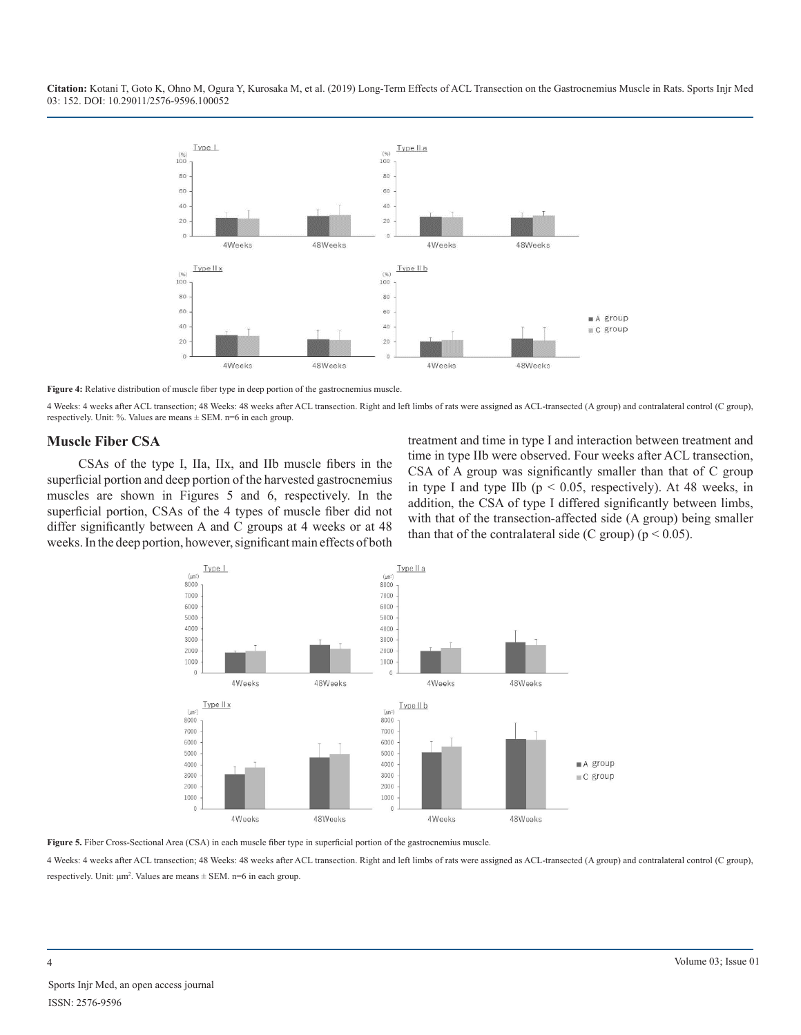Figure 4: Relative distribution of muscle fiber type in deep portion of the gastrocnemius muscle.

4 Weeks: 4 weeks after ACL transection; 48 Weeks: 48 weeks after ACL transection. Right and left limbs of rats were assigned as ACL-transected (A group) and contralateral control (C group), respectively. Unit: %. Values are means ± SEM. n=6 in each group.

## Muscle Fiber CSA

CSAs of the type I, IIa, IIx, and IIb muscle fibers in the superficial portion and deep portion of the harvested gastrocnemius muscles are shown in Figures 5 and 6, respectively. In the superficial portion, CSAs of the 4 types of muscle fiber did not differ significantly between A and C groups at 4 weeks or at 48 weeks. In the deep portion, however, significant main effects of both treatment and time in type I and interaction between treatment and time in type IIb were observed. Four weeks after ACL transection, CSA of A group was significantly smaller than that of C group in type I and type IIb ($p < 0.05$, respectively). At 48 weeks, in addition, the CSA of type I differed significantly between limbs, with that of the transection-affected side (A group) being smaller than that of the contralateral side (C group) ($p < 0.05$).

Figure 5. Fiber Cross-Sectional Area (CSA) in each muscle fiber type in superficial portion of the gastrocnemius muscle.

4 Weeks: 4 weeks after ACL transection; 48 Weeks: 48 weeks after ACL transection. Right and left limbs of rats were assigned as ACL-transected (A group) and contralateral control (C group), respectively. Unit: μm$^2$. Values are means ± SEM. n=6 in each group.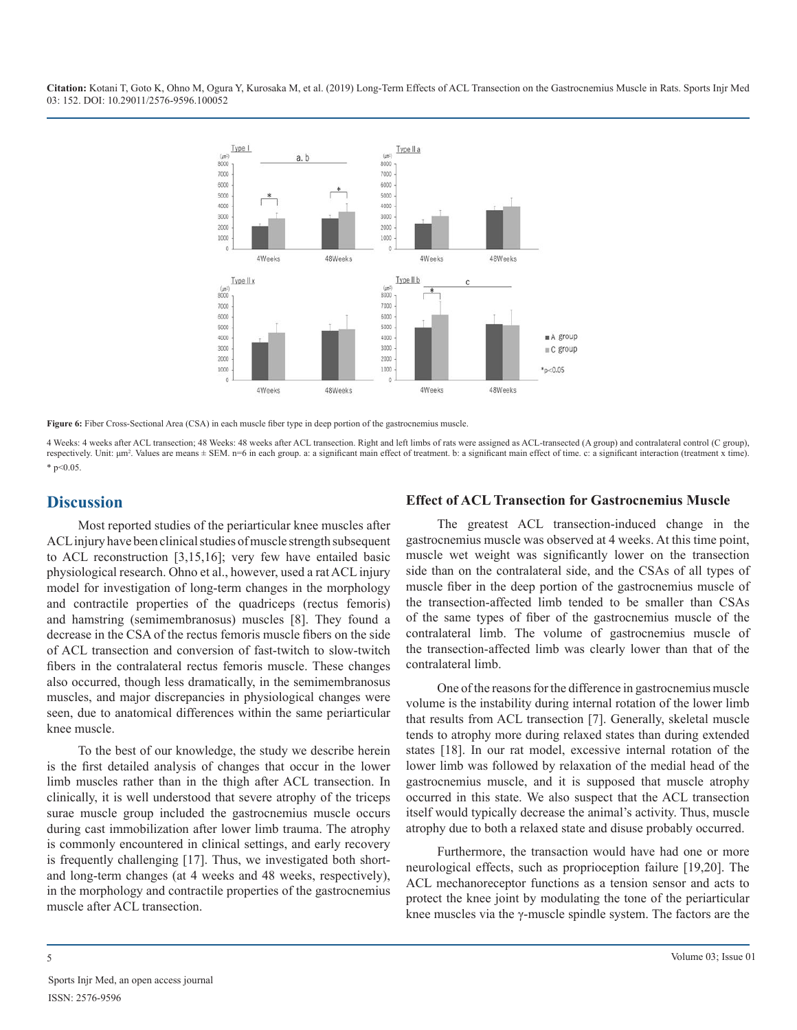**Figure 6:** Fiber Cross-Sectional Area (CSA) in each muscle fiber type in deep portion of the gastrocnemius muscle.

4 Weeks: 4 weeks after ACL transection; 48 Weeks: 48 weeks after ACL transection. Right and left limbs of rats were assigned as ACL-transected (A group) and contralateral control (C group), respectively. Unit: μm². Values are means ± SEM. n=6 in each group. a: a significant main effect of treatment. b: a significant main effect of time. c: a significant interaction (treatment x time). * p<0.05.

## Discussion

Most reported studies of the periarticular knee muscles after ACL injury have been clinical studies of muscle strength subsequent to ACL reconstruction [3,15,16]; very few have entailed basic physiological research. Ohno et al., however, used a rat ACL injury model for investigation of long-term changes in the morphology and contractile properties of the quadriceps (rectus femoris) and hamstring (semimembranosus) muscles [8]. They found a decrease in the CSA of the rectus femoris muscle fibers on the side of ACL transection and conversion of fast-twitch to slow-twitch fibers in the contralateral rectus femoris muscle. These changes also occurred, though less dramatically, in the semimembranosus muscles, and major discrepancies in physiological changes were seen, due to anatomical differences within the same periarticular knee muscle.

To the best of our knowledge, the study we describe herein is the first detailed analysis of changes that occur in the lower limb muscles rather than in the thigh after ACL transection. In clinically, it is well understood that severe atrophy of the triceps surae muscle group included the gastrocnemius muscle occurs during cast immobilization after lower limb trauma. The atrophy is commonly encountered in clinical settings, and early recovery is frequently challenging [17]. Thus, we investigated both short- and long-term changes (at 4 weeks and 48 weeks, respectively), in the morphology and contractile properties of the gastrocnemius muscle after ACL transection.

### Effect of ACL Transection for Gastrocnemius Muscle

The greatest ACL transection-induced change in the gastrocnemius muscle was observed at 4 weeks. At this time point, muscle wet weight was significantly lower on the transection side than on the contralateral side, and the CSAs of all types of muscle fiber in the deep portion of the gastrocnemius muscle of the transection-affected limb tended to be smaller than CSAs of the same types of fiber of the gastrocnemius muscle of the contralateral limb. The volume of gastrocnemius muscle of the transection-affected limb was clearly lower than that of the contralateral limb.

One of the reasons for the difference in gastrocnemius muscle volume is the instability during internal rotation of the lower limb that results from ACL transection [7]. Generally, skeletal muscle tends to atrophy more during relaxed states than during extended states [18]. In our rat model, excessive internal rotation of the lower limb was followed by relaxation of the medial head of the gastrocnemius muscle, and it is supposed that muscle atrophy occurred in this state. We also suspect that the ACL transection itself would typically decrease the animal's activity. Thus, muscle atrophy due to both a relaxed state and disuse probably occurred.

Furthermore, the transaction would have had one or more neurological effects, such as proprioception failure [19,20]. The ACL mechanoreceptor functions as a tension sensor and acts to protect the knee joint by modulating the tone of the periarticular knee muscles via the γ-muscle spindle system. The factors are the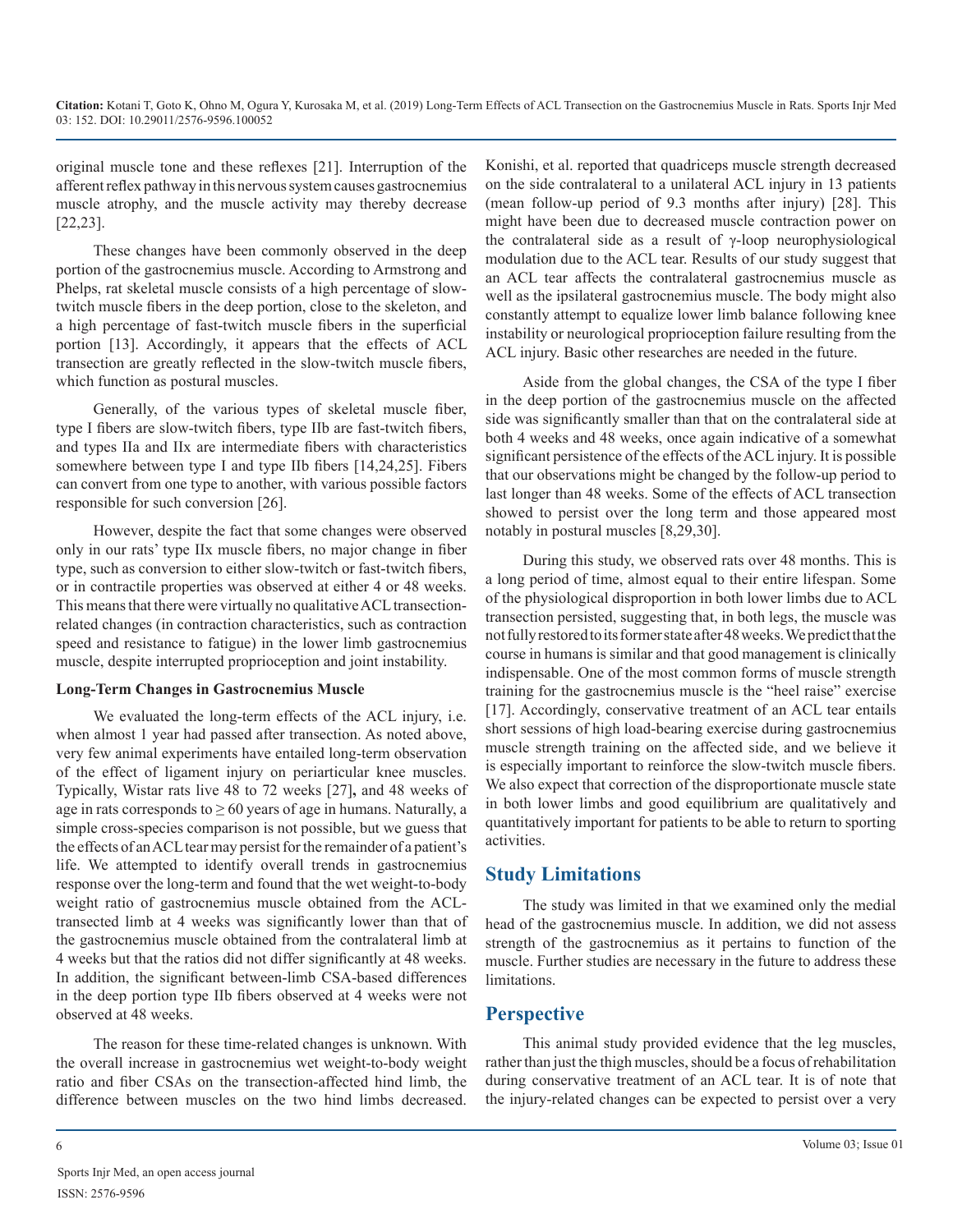original muscle tone and these reflexes [21]. Interruption of the afferent reflex pathway in this nervous system causes gastrocnemius muscle atrophy, and the muscle activity may thereby decrease [22,23].

These changes have been commonly observed in the deep portion of the gastrocnemius muscle. According to Armstrong and Phelps, rat skeletal muscle consists of a high percentage of slow-twitch muscle fibers in the deep portion, close to the skeleton, and a high percentage of fast-twitch muscle fibers in the superficial portion [13]. Accordingly, it appears that the effects of ACL transection are greatly reflected in the slow-twitch muscle fibers, which function as postural muscles.

Generally, of the various types of skeletal muscle fiber, type I fibers are slow-twitch fibers, type IIb are fast-twitch fibers, and types IIa and IIx are intermediate fibers with characteristics somewhere between type I and type IIb fibers [14,24,25]. Fibers can convert from one type to another, with various possible factors responsible for such conversion [26].

However, despite the fact that some changes were observed only in our rats' type IIx muscle fibers, no major change in fiber type, such as conversion to either slow-twitch or fast-twitch fibers, or in contractile properties was observed at either 4 or 48 weeks. This means that there were virtually no qualitative ACL transection-related changes (in contraction characteristics, such as contraction speed and resistance to fatigue) in the lower limb gastrocnemius muscle, despite interrupted proprioception and joint instability.

**Long-Term Changes in Gastrocnemius Muscle**

We evaluated the long-term effects of the ACL injury, i.e. when almost 1 year had passed after transection. As noted above, very few animal experiments have entailed long-term observation of the effect of ligament injury on periarticular knee muscles. Typically, Wistar rats live 48 to 72 weeks [27], and 48 weeks of age in rats corresponds to ≥ 60 years of age in humans. Naturally, a simple cross-species comparison is not possible, but we guess that the effects of an ACL tear may persist for the remainder of a patient's life. We attempted to identify overall trends in gastrocnemius response over the long-term and found that the wet weight-to-body weight ratio of gastrocnemius muscle obtained from the ACL-transected limb at 4 weeks was significantly lower than that of the gastrocnemius muscle obtained from the contralateral limb at 4 weeks but that the ratios did not differ significantly at 48 weeks. In addition, the significant between-limb CSA-based differences in the deep portion type IIb fibers observed at 4 weeks were not observed at 48 weeks.

The reason for these time-related changes is unknown. With the overall increase in gastrocnemius wet weight-to-body weight ratio and fiber CSAs on the transection-affected hind limb, the difference between muscles on the two hind limbs decreased. Konishi, et al. reported that quadriceps muscle strength decreased on the side contralateral to a unilateral ACL injury in 13 patients (mean follow-up period of 9.3 months after injury) [28]. This might have been due to decreased muscle contraction power on the contralateral side as a result of γ-loop neurophysiological modulation due to the ACL tear. Results of our study suggest that an ACL tear affects the contralateral gastrocnemius muscle as well as the ipsilateral gastrocnemius muscle. The body might also constantly attempt to equalize lower limb balance following knee instability or neurological proprioception failure resulting from the ACL injury. Basic other researches are needed in the future.

Aside from the global changes, the CSA of the type I fiber in the deep portion of the gastrocnemius muscle on the affected side was significantly smaller than that on the contralateral side at both 4 weeks and 48 weeks, once again indicative of a somewhat significant persistence of the effects of the ACL injury. It is possible that our observations might be changed by the follow-up period to last longer than 48 weeks. Some of the effects of ACL transection showed to persist over the long term and those appeared most notably in postural muscles [8,29,30].

During this study, we observed rats over 48 months. This is a long period of time, almost equal to their entire lifespan. Some of the physiological disproportion in both lower limbs due to ACL transection persisted, suggesting that, in both legs, the muscle was not fully restored to its former state after 48 weeks. We predict that the course in humans is similar and that good management is clinically indispensable. One of the most common forms of muscle strength training for the gastrocnemius muscle is the "heel raise" exercise [17]. Accordingly, conservative treatment of an ACL tear entails short sessions of high load-bearing exercise during gastrocnemius muscle strength training on the affected side, and we believe it is especially important to reinforce the slow-twitch muscle fibers. We also expect that correction of the disproportionate muscle state in both lower limbs and good equilibrium are qualitatively and quantitatively important for patients to be able to return to sporting activities.

## Study Limitations

The study was limited in that we examined only the medial head of the gastrocnemius muscle. In addition, we did not assess strength of the gastrocnemius as it pertains to function of the muscle. Further studies are necessary in the future to address these limitations.

## Perspective

This animal study provided evidence that the leg muscles, rather than just the thigh muscles, should be a focus of rehabilitation during conservative treatment of an ACL tear. It is of note that the injury-related changes can be expected to persist over a very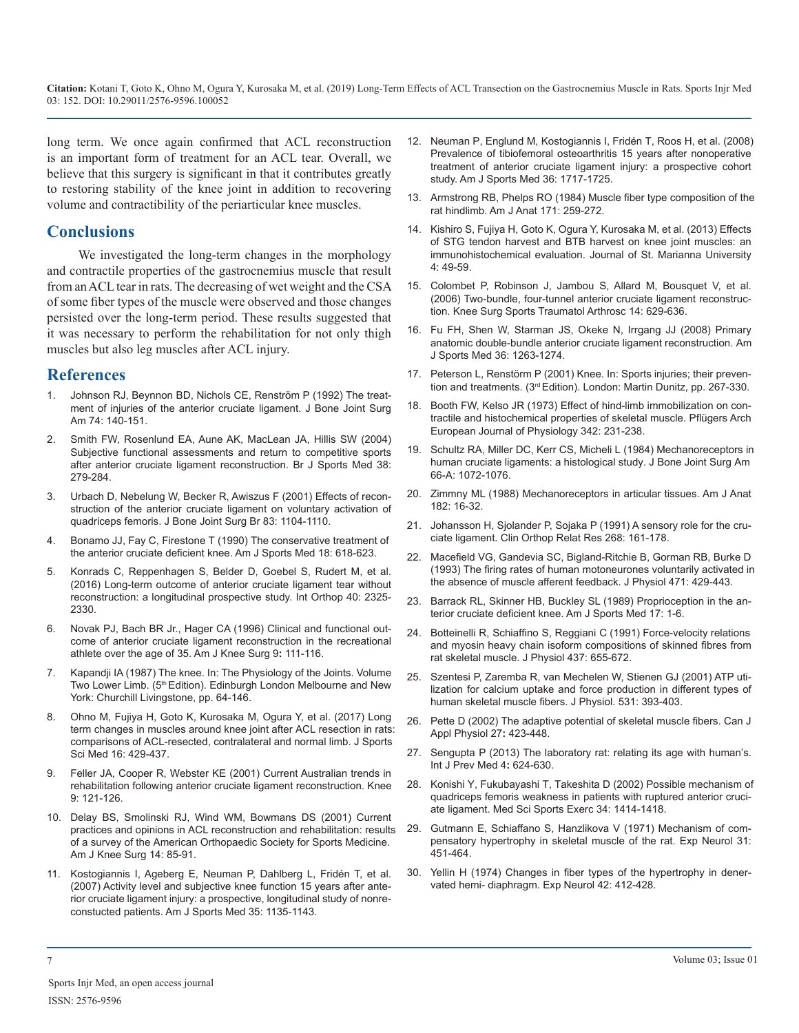long term. We once again confirmed that ACL reconstruction is an important form of treatment for an ACL tear. Overall, we believe that this surgery is significant in that it contributes greatly to restoring stability of the knee joint in addition to recovering volume and contractibility of the periarticular knee muscles.

## Conclusions

We investigated the long-term changes in the morphology and contractile properties of the gastrocnemius muscle that result from an ACL tear in rats. The decreasing of wet weight and the CSA of some fiber types of the muscle were observed and those changes persisted over the long-term period. These results suggested that it was necessary to perform the rehabilitation for not only thigh muscles but also leg muscles after ACL injury.

## References

1. Johnson RJ, Beynnon BD, Nichols CE, Renström P (1992) The treatment of injuries of the anterior cruciate ligament. J Bone Joint Surg Am 74: 140-151.
2. Smith FW, Rosenlund EA, Aune AK, MacLean JA, Hillis SW (2004) Subjective functional assessments and return to competitive sports after anterior cruciate ligament reconstruction. Br J Sports Med 38: 279-284.
3. Urbach D, Nebelung W, Becker R, Awiszus F (2001) Effects of reconstruction of the anterior cruciate ligament on voluntary activation of quadriceps femoris. J Bone Joint Surg Br 83: 1104-1110.
4. Bonamo JJ, Fay C, Firestone T (1990) The conservative treatment of the anterior cruciate deficient knee. Am J Sports Med 18: 618-623.
5. Konrads C, Reppenhagen S, Belder D, Goebel S, Rudert M, et al. (2016) Long-term outcome of anterior cruciate ligament tear without reconstruction: a longitudinal prospective study. Int Orthop 40: 2325-2330.
6. Novak PJ, Bach BR Jr., Hager CA (1996) Clinical and functional outcome of anterior cruciate ligament reconstruction in the recreational athlete over the age of 35. Am J Knee Surg 9: 111-116.
7. Kapandji IA (1987) The knee. In: The Physiology of the Joints. Volume Two Lower Limb. (5th Edition). Edinburgh London Melbourne and New York: Churchill Livingstone, pp. 64-146.
8. Ohno M, Fujiya H, Goto K, Kurosaka M, Ogura Y, et al. (2017) Long term changes in muscles around knee joint after ACL resection in rats: comparisons of ACL-resected, contralateral and normal limb. J Sports Sci Med 16: 429-437.
9. Feller JA, Cooper R, Webster KE (2001) Current Australian trends in rehabilitation following anterior cruciate ligament reconstruction. Knee 9: 121-126.
10. Delay BS, Smolinski RJ, Wind WM, Bowmans DS (2001) Current practices and opinions in ACL reconstruction and rehabilitation: results of a survey of the American Orthopaedic Society for Sports Medicine. Am J Knee Surg 14: 85-91.
11. Kostogiannis I, Ageberg E, Neuman P, Dahlberg L, Fridén T, et al. (2007) Activity level and subjective knee function 15 years after anterior cruciate ligament injury: a prospective, longitudinal study of nonreconstucted patients. Am J Sports Med 35: 1135-1143.
12. Neuman P, Englund M, Kostogiannis I, Fridén T, Roos H, et al. (2008) Prevalence of tibiofemoral osteoarthritis 15 years after nonoperative treatment of anterior cruciate ligament injury: a prospective cohort study. Am J Sports Med 36: 1717-1725.
13. Armstrong RB, Phelps RO (1984) Muscle fiber type composition of the rat hindlimb. Am J Anat 171: 259-272.
14. Kishiro S, Fujiya H, Goto K, Ogura Y, Kurosaka M, et al. (2013) Effects of STG tendon harvest and BTB harvest on knee joint muscles: an immunohistochemical evaluation. Journal of St. Marianna University 4: 49-59.
15. Colombet P, Robinson J, Jambou S, Allard M, Bousquet V, et al. (2006) Two-bundle, four-tunnel anterior cruciate ligament reconstruction. Knee Surg Sports Traumatol Arthrosc 14: 629-636.
16. Fu FH, Shen W, Starman JS, Okeke N, Irrgang JJ (2008) Primary anatomic double-bundle anterior cruciate ligament reconstruction. Am J Sports Med 36: 1263-1274.
17. Peterson L, Renstörm P (2001) Knee. In: Sports injuries; their prevention and treatments. (3rd Edition). London: Martin Dunitz, pp. 267-330.
18. Booth FW, Kelso JR (1973) Effect of hind-limb immobilization on contractile and histochemical properties of skeletal muscle. Pflügers Arch European Journal of Physiology 342: 231-238.
19. Schultz RA, Miller DC, Kerr CS, Micheli L (1984) Mechanoreceptors in human cruciate ligaments: a histological study. J Bone Joint Surg Am 66-A: 1072-1076.
20. Zimmny ML (1988) Mechanoreceptors in articular tissues. Am J Anat 182: 16-32.
21. Johansson H, Sjolander P, Sojaka P (1991) A sensory role for the cruciate ligament. Clin Orthop Relat Res 268: 161-178.
22. Macefield VG, Gandevia SC, Bigland-Ritchie B, Gorman RB, Burke D (1993) The firing rates of human motoneurones voluntarily activated in the absence of muscle afferent feedback. J Physiol 471: 429-443.
23. Barrack RL, Skinner HB, Buckley SL (1989) Proprioception in the anterior cruciate deficient knee. Am J Sports Med 17: 1-6.
24. Botteinelli R, Schiaffino S, Reggiani C (1991) Force-velocity relations and myosin heavy chain isoform compositions of skinned fibres from rat skeletal muscle. J Physiol 437: 655-672.
25. Szentesi P, Zaremba R, van Mechelen W, Stienen GJ (2001) ATP utilization for calcium uptake and force production in different types of human skeletal muscle fibers. J Physiol. 531: 393-403.
26. Pette D (2002) The adaptive potential of skeletal muscle fibers. Can J Appl Physiol 27: 423-448.
27. Sengupta P (2013) The laboratory rat: relating its age with human's. Int J Prev Med 4: 624-630.
28. Konishi Y, Fukubayashi T, Takeshita D (2002) Possible mechanism of quadriceps femoris weakness in patients with ruptured anterior cruciate ligament. Med Sci Sports Exerc 34: 1414-1418.
29. Gutmann E, Schiaffano S, Hanzlikova V (1971) Mechanism of compensatory hypertrophy in skeletal muscle of the rat. Exp Neurol 31: 451-464.
30. Yellin H (1974) Changes in fiber types of the hypertrophy in denervated hemi- diaphragm. Exp Neurol 42: 412-428.